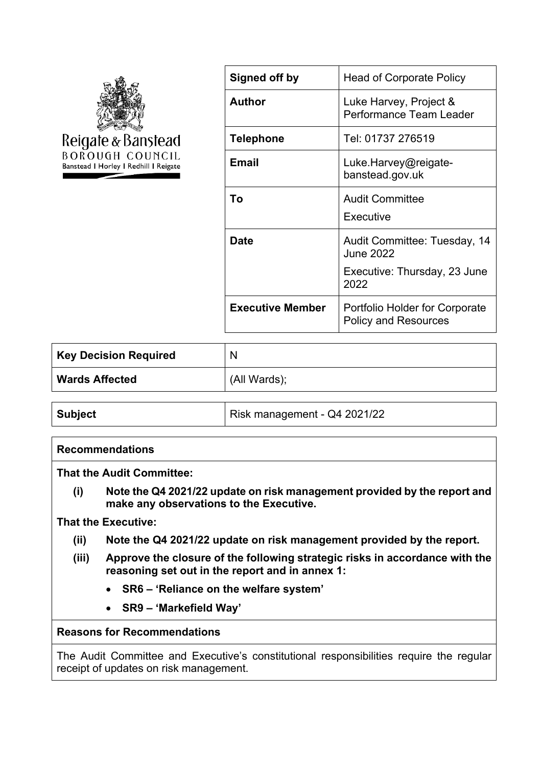Reigate & Banstead BOROUGH COUNCIL
Banstead | Horley | Redhill | Reigate

| | |
|---|---|
| **Signed off by** | Head of Corporate Policy |
| **Author** | Luke Harvey, Project & Performance Team Leader |
| **Telephone** | Tel: 01737 276519 |
| **Email** | Luke.Harvey@reigate-banstead.gov.uk |
| **To** | Audit Committee<br>Executive |
| **Date** | Audit Committee: Tuesday, 14 June 2022<br>Executive: Thursday, 23 June 2022 |
| **Executive Member** | Portfolio Holder for Corporate Policy and Resources |

| | |
|---|---|
| **Key Decision Required** | N |
| **Wards Affected** | (All Wards); |

| | |
|---|---|
| **Subject** | Risk management - Q4 2021/22 |

**Recommendations**

**That the Audit Committee:**

**(i) Note the Q4 2021/22 update on risk management provided by the report and make any observations to the Executive.**

**That the Executive:**

**(ii) Note the Q4 2021/22 update on risk management provided by the report.**

**(iii) Approve the closure of the following strategic risks in accordance with the reasoning set out in the report and in annex 1:**

- **SR6 – 'Reliance on the welfare system'**
- **SR9 – 'Markefield Way'**

**Reasons for Recommendations**

The Audit Committee and Executive's constitutional responsibilities require the regular receipt of updates on risk management.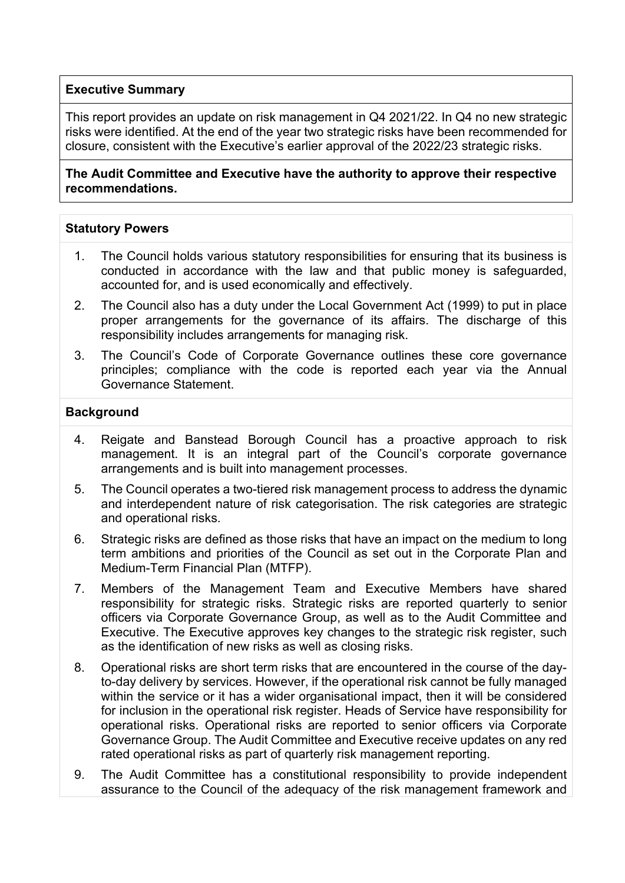**Executive Summary**

This report provides an update on risk management in Q4 2021/22. In Q4 no new strategic risks were identified. At the end of the year two strategic risks have been recommended for closure, consistent with the Executive's earlier approval of the 2022/23 strategic risks.

**The Audit Committee and Executive have the authority to approve their respective recommendations.**

**Statutory Powers**

1. The Council holds various statutory responsibilities for ensuring that its business is conducted in accordance with the law and that public money is safeguarded, accounted for, and is used economically and effectively.
2. The Council also has a duty under the Local Government Act (1999) to put in place proper arrangements for the governance of its affairs. The discharge of this responsibility includes arrangements for managing risk.
3. The Council's Code of Corporate Governance outlines these core governance principles; compliance with the code is reported each year via the Annual Governance Statement.

**Background**

4. Reigate and Banstead Borough Council has a proactive approach to risk management. It is an integral part of the Council's corporate governance arrangements and is built into management processes.
5. The Council operates a two-tiered risk management process to address the dynamic and interdependent nature of risk categorisation. The risk categories are strategic and operational risks.
6. Strategic risks are defined as those risks that have an impact on the medium to long term ambitions and priorities of the Council as set out in the Corporate Plan and Medium-Term Financial Plan (MTFP).
7. Members of the Management Team and Executive Members have shared responsibility for strategic risks. Strategic risks are reported quarterly to senior officers via Corporate Governance Group, as well as to the Audit Committee and Executive. The Executive approves key changes to the strategic risk register, such as the identification of new risks as well as closing risks.
8. Operational risks are short term risks that are encountered in the course of the day-to-day delivery by services. However, if the operational risk cannot be fully managed within the service or it has a wider organisational impact, then it will be considered for inclusion in the operational risk register. Heads of Service have responsibility for operational risks. Operational risks are reported to senior officers via Corporate Governance Group. The Audit Committee and Executive receive updates on any red rated operational risks as part of quarterly risk management reporting.
9. The Audit Committee has a constitutional responsibility to provide independent assurance to the Council of the adequacy of the risk management framework and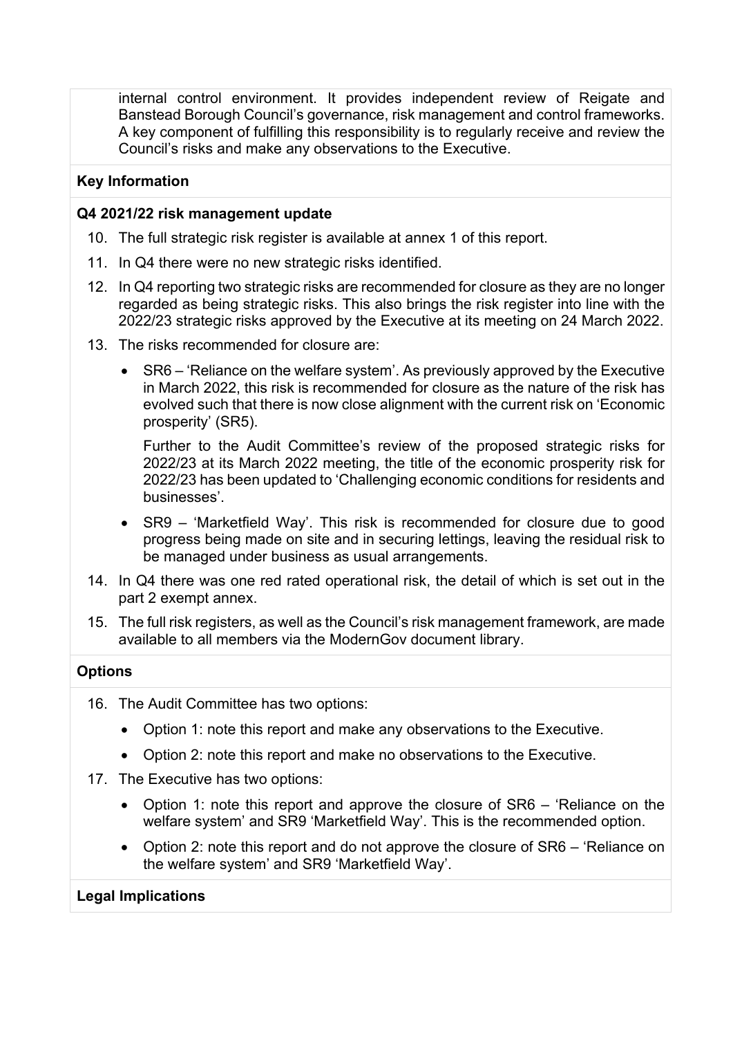internal control environment. It provides independent review of Reigate and Banstead Borough Council's governance, risk management and control frameworks. A key component of fulfilling this responsibility is to regularly receive and review the Council's risks and make any observations to the Executive.

**Key Information**

**Q4 2021/22 risk management update**

10. The full strategic risk register is available at annex 1 of this report.
11. In Q4 there were no new strategic risks identified.
12. In Q4 reporting two strategic risks are recommended for closure as they are no longer regarded as being strategic risks. This also brings the risk register into line with the 2022/23 strategic risks approved by the Executive at its meeting on 24 March 2022.
13. The risks recommended for closure are:
    - SR6 – 'Reliance on the welfare system'. As previously approved by the Executive in March 2022, this risk is recommended for closure as the nature of the risk has evolved such that there is now close alignment with the current risk on 'Economic prosperity' (SR5).

      Further to the Audit Committee's review of the proposed strategic risks for 2022/23 at its March 2022 meeting, the title of the economic prosperity risk for 2022/23 has been updated to 'Challenging economic conditions for residents and businesses'.
    - SR9 – 'Marketfield Way'. This risk is recommended for closure due to good progress being made on site and in securing lettings, leaving the residual risk to be managed under business as usual arrangements.
14. In Q4 there was one red rated operational risk, the detail of which is set out in the part 2 exempt annex.
15. The full risk registers, as well as the Council's risk management framework, are made available to all members via the ModernGov document library.

**Options**

16. The Audit Committee has two options:
    - Option 1: note this report and make any observations to the Executive.
    - Option 2: note this report and make no observations to the Executive.
17. The Executive has two options:
    - Option 1: note this report and approve the closure of SR6 – 'Reliance on the welfare system' and SR9 'Marketfield Way'. This is the recommended option.
    - Option 2: note this report and do not approve the closure of SR6 – 'Reliance on the welfare system' and SR9 'Marketfield Way'.

**Legal Implications**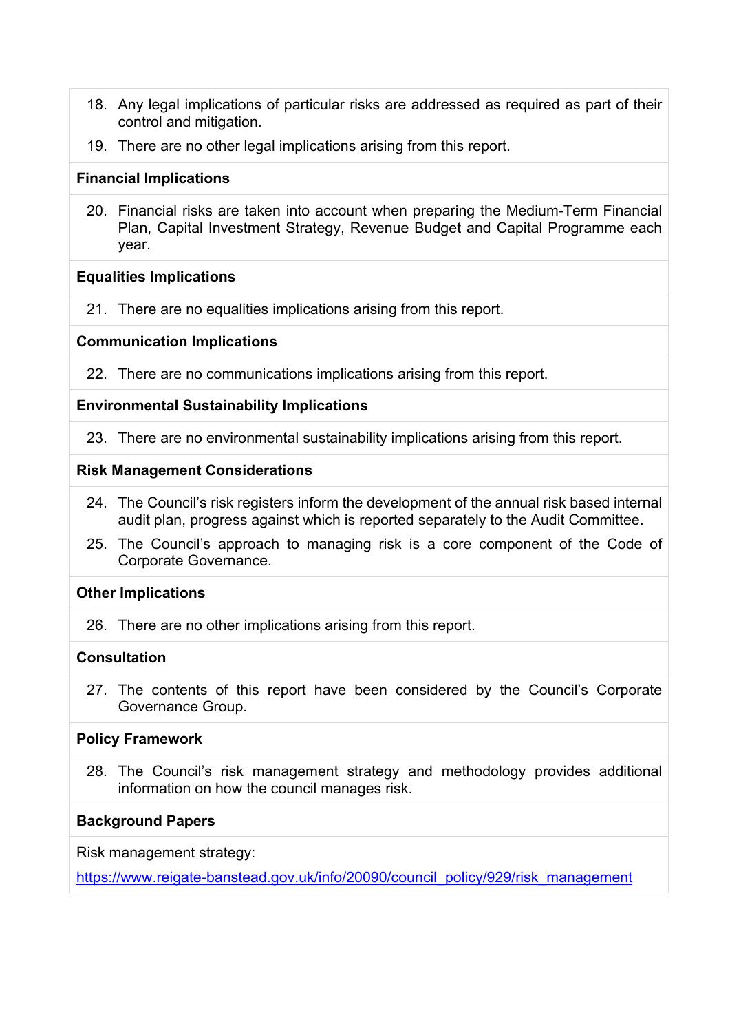18. Any legal implications of particular risks are addressed as required as part of their control and mitigation.
19. There are no other legal implications arising from this report.

**Financial Implications**

20. Financial risks are taken into account when preparing the Medium-Term Financial Plan, Capital Investment Strategy, Revenue Budget and Capital Programme each year.

**Equalities Implications**

21. There are no equalities implications arising from this report.

**Communication Implications**

22. There are no communications implications arising from this report.

**Environmental Sustainability Implications**

23. There are no environmental sustainability implications arising from this report.

**Risk Management Considerations**

24. The Council's risk registers inform the development of the annual risk based internal audit plan, progress against which is reported separately to the Audit Committee.
25. The Council's approach to managing risk is a core component of the Code of Corporate Governance.

**Other Implications**

26. There are no other implications arising from this report.

**Consultation**

27. The contents of this report have been considered by the Council's Corporate Governance Group.

**Policy Framework**

28. The Council's risk management strategy and methodology provides additional information on how the council manages risk.

**Background Papers**

Risk management strategy:

https://www.reigate-banstead.gov.uk/info/20090/council_policy/929/risk_management